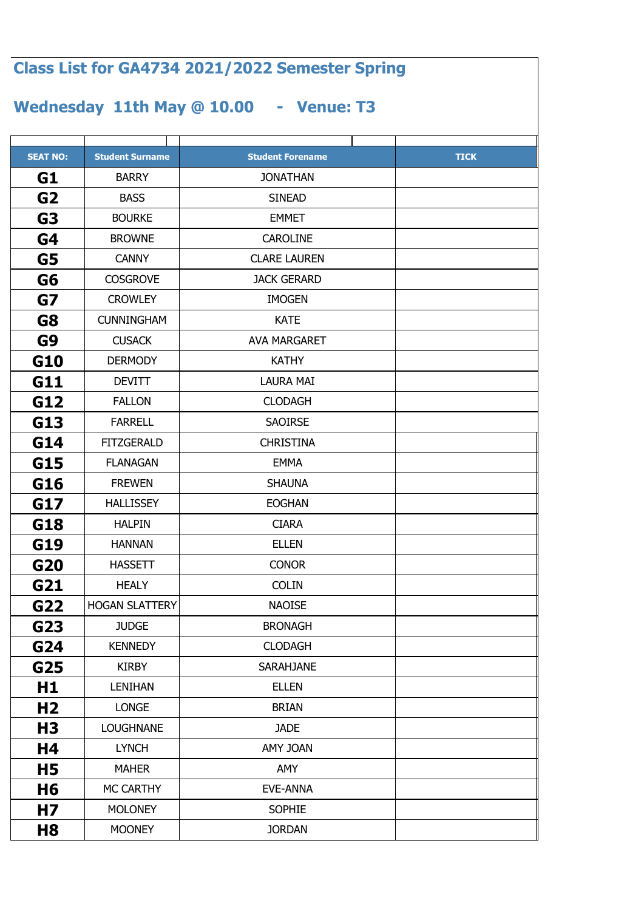# Class List for GA4734 2021/2022 Semester Spring

## Wednesday 11th May @ 10.00 - Venue: T3

| SEAT NO: | Student Surname | Student Forename | TICK |
|---|---|---|---|
| **G1** | BARRY | JONATHAN | |
| **G2** | BASS | SINEAD | |
| **G3** | BOURKE | EMMET | |
| **G4** | BROWNE | CAROLINE | |
| **G5** | CANNY | CLARE LAUREN | |
| **G6** | COSGROVE | JACK GERARD | |
| **G7** | CROWLEY | IMOGEN | |
| **G8** | CUNNINGHAM | KATE | |
| **G9** | CUSACK | AVA MARGARET | |
| **G10** | DERMODY | KATHY | |
| **G11** | DEVITT | LAURA MAI | |
| **G12** | FALLON | CLODAGH | |
| **G13** | FARRELL | SAOIRSE | |
| **G14** | FITZGERALD | CHRISTINA | |
| **G15** | FLANAGAN | EMMA | |
| **G16** | FREWEN | SHAUNA | |
| **G17** | HALLISSEY | EOGHAN | |
| **G18** | HALPIN | CIARA | |
| **G19** | HANNAN | ELLEN | |
| **G20** | HASSETT | CONOR | |
| **G21** | HEALY | COLIN | |
| **G22** | HOGAN SLATTERY | NAOISE | |
| **G23** | JUDGE | BRONAGH | |
| **G24** | KENNEDY | CLODAGH | |
| **G25** | KIRBY | SARAHJANE | |
| **H1** | LENIHAN | ELLEN | |
| **H2** | LONGE | BRIAN | |
| **H3** | LOUGHNANE | JADE | |
| **H4** | LYNCH | AMY JOAN | |
| **H5** | MAHER | AMY | |
| **H6** | MC CARTHY | EVE-ANNA | |
| **H7** | MOLONEY | SOPHIE | |
| **H8** | MOONEY | JORDAN | |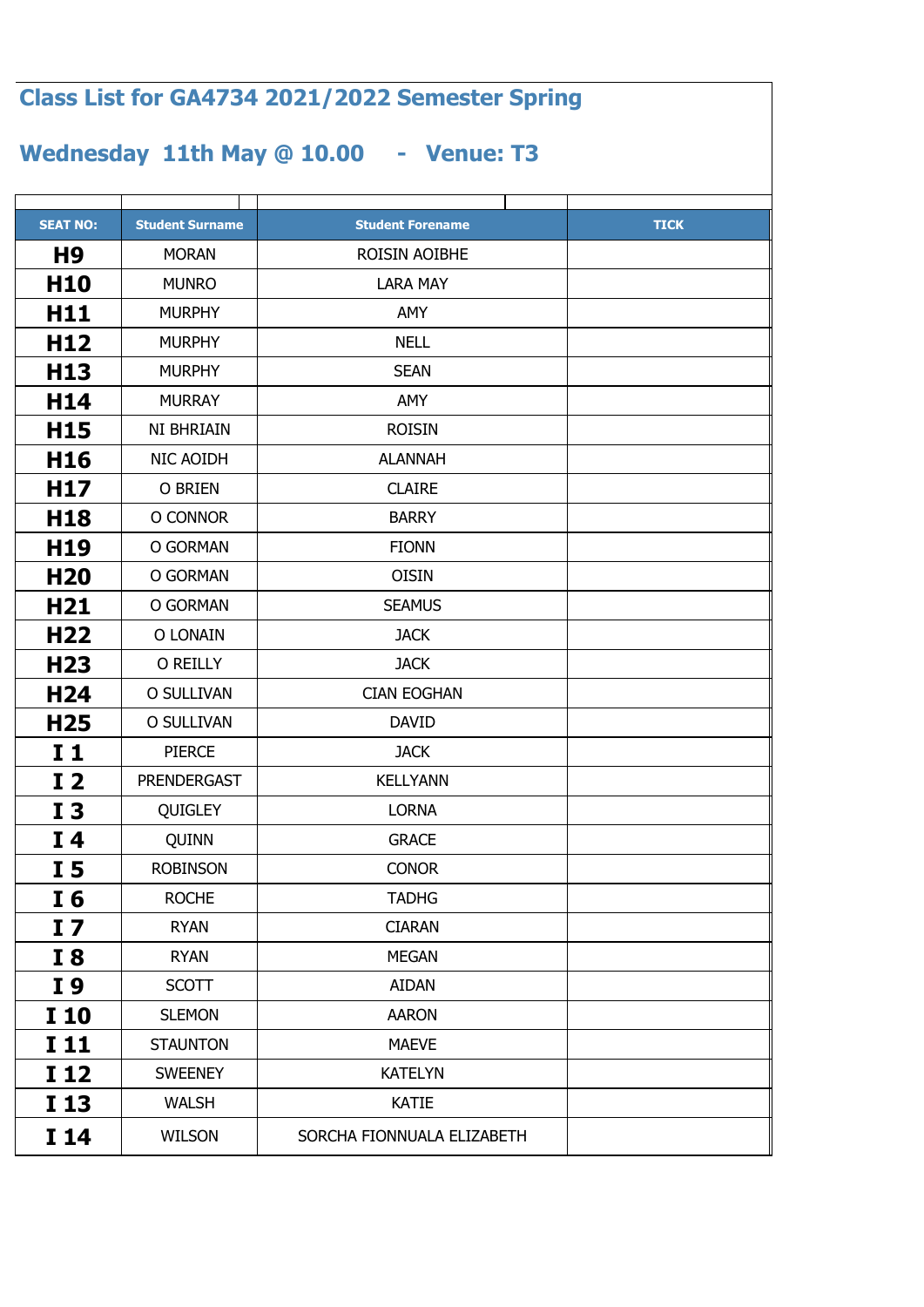## Class List for GA4734 2021/2022 Semester Spring

## Wednesday 11th May @ 10.00 - Venue: T3

| SEAT NO: | Student Surname | Student Forename | TICK |
|---|---|---|---|
| **H9** | MORAN | ROISIN AOIBHE | |
| **H10** | MUNRO | LARA MAY | |
| **H11** | MURPHY | AMY | |
| **H12** | MURPHY | NELL | |
| **H13** | MURPHY | SEAN | |
| **H14** | MURRAY | AMY | |
| **H15** | NI BHRIAIN | ROISIN | |
| **H16** | NIC AOIDH | ALANNAH | |
| **H17** | O BRIEN | CLAIRE | |
| **H18** | O CONNOR | BARRY | |
| **H19** | O GORMAN | FIONN | |
| **H20** | O GORMAN | OISIN | |
| **H21** | O GORMAN | SEAMUS | |
| **H22** | O LONAIN | JACK | |
| **H23** | O REILLY | JACK | |
| **H24** | O SULLIVAN | CIAN EOGHAN | |
| **H25** | O SULLIVAN | DAVID | |
| **I 1** | PIERCE | JACK | |
| **I 2** | PRENDERGAST | KELLYANN | |
| **I 3** | QUIGLEY | LORNA | |
| **I 4** | QUINN | GRACE | |
| **I 5** | ROBINSON | CONOR | |
| **I 6** | ROCHE | TADHG | |
| **I 7** | RYAN | CIARAN | |
| **I 8** | RYAN | MEGAN | |
| **I 9** | SCOTT | AIDAN | |
| **I 10** | SLEMON | AARON | |
| **I 11** | STAUNTON | MAEVE | |
| **I 12** | SWEENEY | KATELYN | |
| **I 13** | WALSH | KATIE | |
| **I 14** | WILSON | SORCHA FIONNUALA ELIZABETH | |